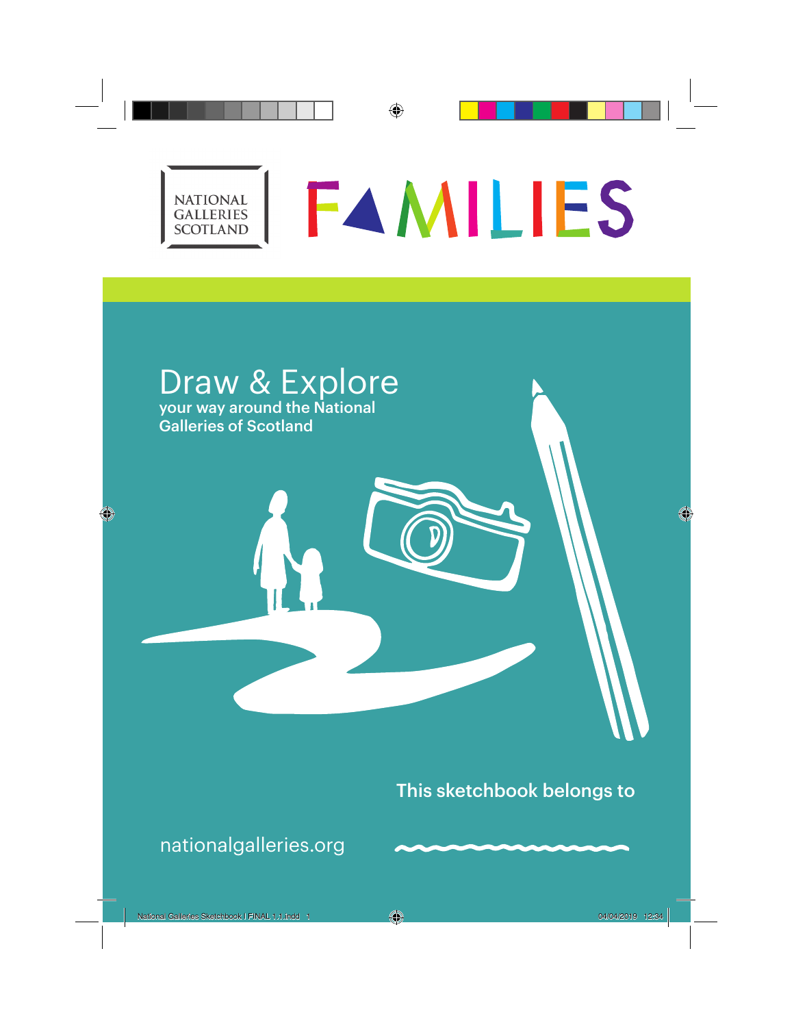NATIONAL GALLERIES SCOTLAND

# FAMILIES

## Draw & Explore

your way around the National Galleries of Scotland

This sketchbook belongs to

nationalgalleries.org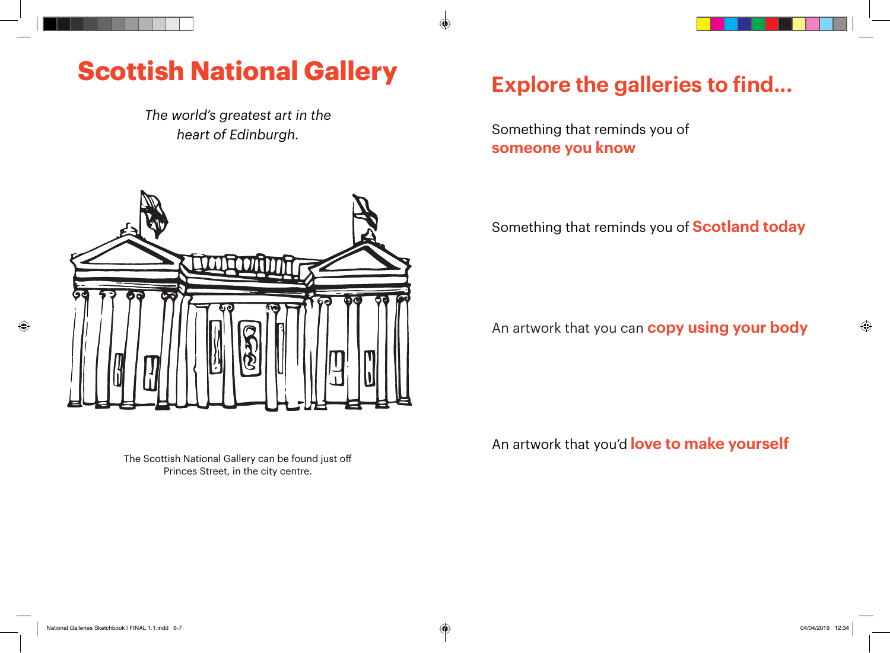# Scottish National Gallery

*The world's greatest art in the heart of Edinburgh.*

The Scottish National Gallery can be found just off Princes Street, in the city centre.

## Explore the galleries to find...

Something that reminds you of **someone you know**

Something that reminds you of **Scotland today**

An artwork that you can **copy using your body**

An artwork that you'd **love to make yourself**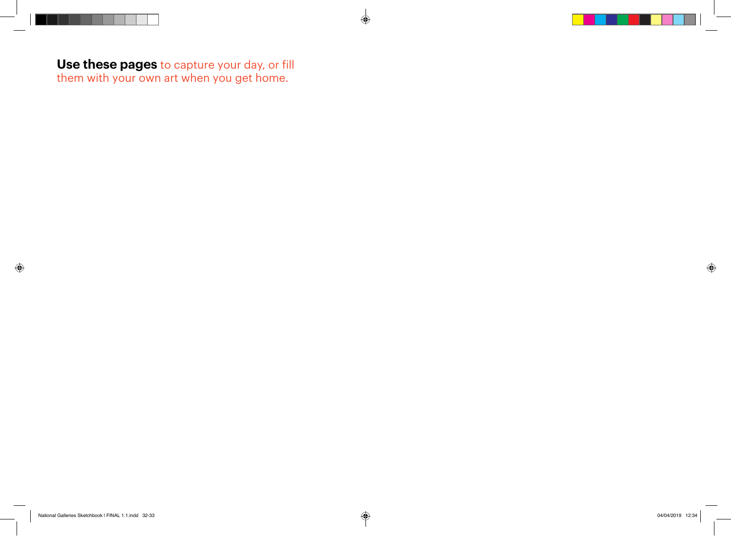**Use these pages** to capture your day, or fill them with your own art when you get home.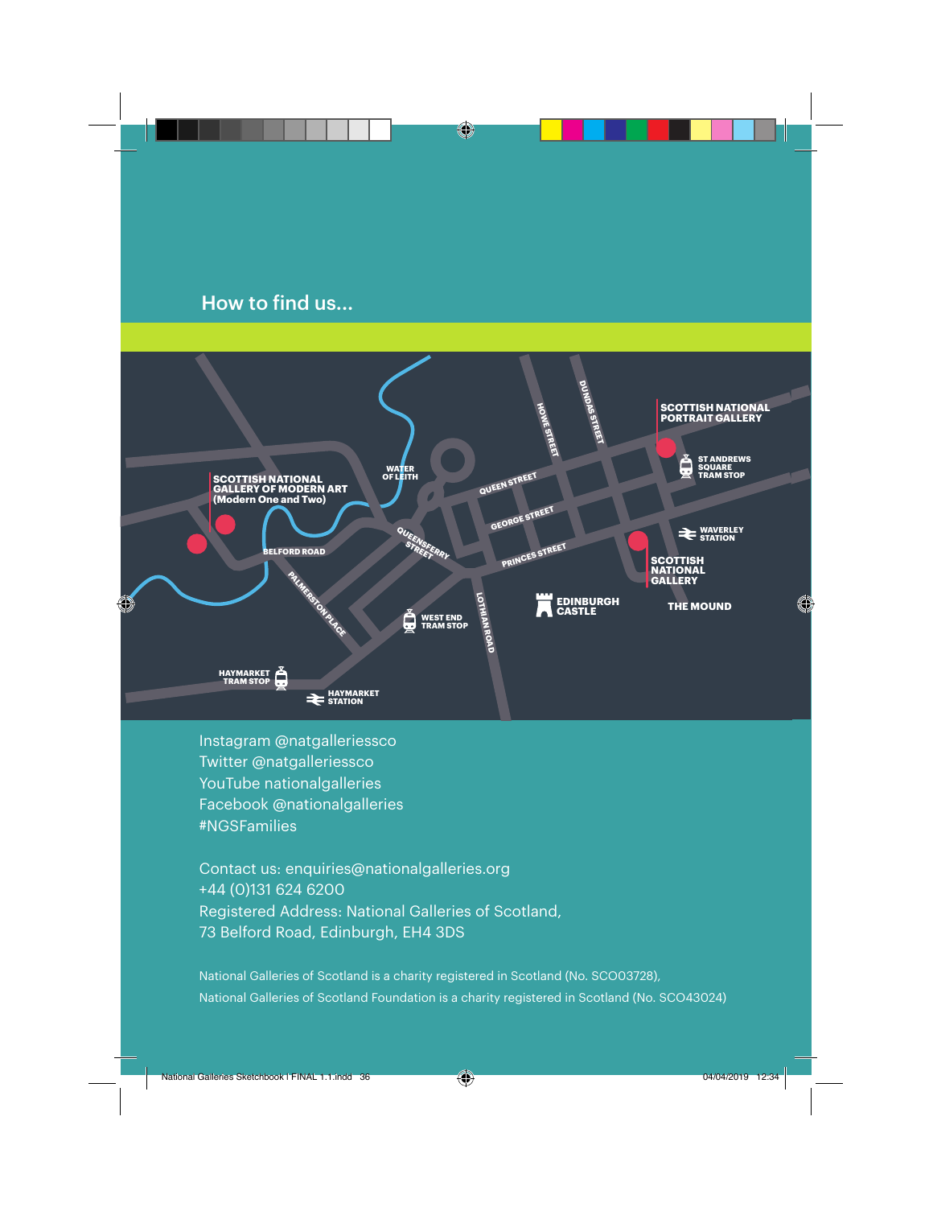## How to find us...

SCOTTISH NATIONAL GALLERY OF MODERN ART (Modern One and Two)

WATER OF LEITH

HOWE STREET

DUNDAS STREET

SCOTTISH NATIONAL PORTRAIT GALLERY

ST ANDREWS SQUARE TRAM STOP

QUEEN STREET

GEORGE STREET

PRINCES STREET

QUEENSFERRY STREET

BELFORD ROAD

PALMERSTON PLACE

WAVERLEY STATION

SCOTTISH NATIONAL GALLERY

THE MOUND

EDINBURGH CASTLE

LOTHIAN ROAD

WEST END TRAM STOP

HAYMARKET TRAM STOP

HAYMARKET STATION

Instagram @natgalleriessco
Twitter @natgalleriessco
YouTube nationalgalleries
Facebook @nationalgalleries
#NGSFamilies

Contact us: enquiries@nationalgalleries.org
+44 (0)131 624 6200
Registered Address: National Galleries of Scotland,
73 Belford Road, Edinburgh, EH4 3DS

National Galleries of Scotland is a charity registered in Scotland (No. SCO03728),
National Galleries of Scotland Foundation is a charity registered in Scotland (No. SCO43024)